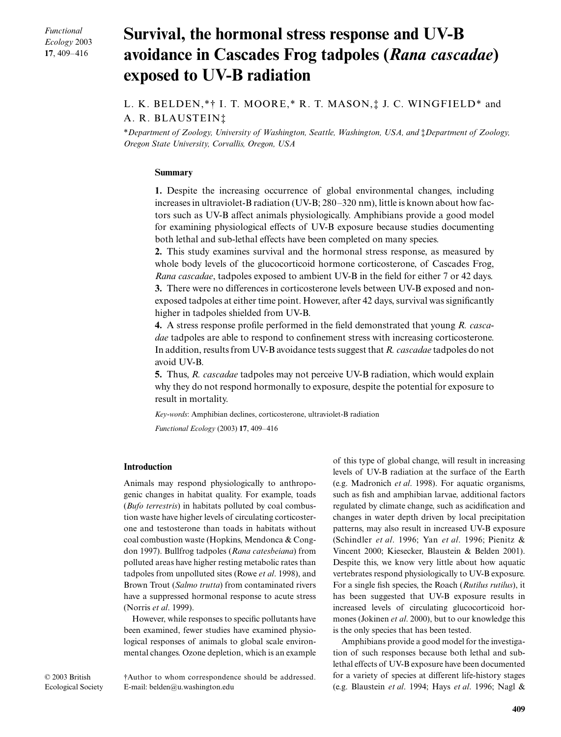# Survival, the hormonal stress response and UV-B avoidance in Cascades Frog tadpoles (*Rana cascadae*) exposed to UV-B radiation

L. K. BELDEN,*† I. T. MOORE,* R. T. MASON,‡ J. C. WINGFIELD* and A. R. BLAUSTEIN‡

*\*Department of Zoology, University of Washington, Seattle, Washington, USA, and ‡Department of Zoology, Oregon State University, Corvallis, Oregon, USA*

## Summary

**1.** Despite the increasing occurrence of global environmental changes, including increases in ultraviolet-B radiation (UV-B; 280–320 nm), little is known about how factors such as UV-B affect animals physiologically. Amphibians provide a good model for examining physiological effects of UV-B exposure because studies documenting both lethal and sub-lethal effects have been completed on many species.

**2.** This study examines survival and the hormonal stress response, as measured by whole body levels of the glucocorticoid hormone corticosterone, of Cascades Frog, *Rana cascadae*, tadpoles exposed to ambient UV-B in the field for either 7 or 42 days.

**3.** There were no differences in corticosterone levels between UV-B exposed and non-exposed tadpoles at either time point. However, after 42 days, survival was significantly higher in tadpoles shielded from UV-B.

**4.** A stress response profile performed in the field demonstrated that young *R. cascadae* tadpoles are able to respond to confinement stress with increasing corticosterone. In addition, results from UV-B avoidance tests suggest that *R. cascadae* tadpoles do not avoid UV-B.

**5.** Thus, *R. cascadae* tadpoles may not perceive UV-B radiation, which would explain why they do not respond hormonally to exposure, despite the potential for exposure to result in mortality.

*Key-words*: Amphibian declines, corticosterone, ultraviolet-B radiation

## Introduction

Animals may respond physiologically to anthropogenic changes in habitat quality. For example, toads (*Bufo terrestris*) in habitats polluted by coal combustion waste have higher levels of circulating corticosterone and testosterone than toads in habitats without coal combustion waste (Hopkins, Mendonca & Congdon 1997). Bullfrog tadpoles (*Rana catesbeiana*) from polluted areas have higher resting metabolic rates than tadpoles from unpolluted sites (Rowe *et al*. 1998), and Brown Trout (*Salmo trutta*) from contaminated rivers have a suppressed hormonal response to acute stress (Norris *et al*. 1999).

However, while responses to specific pollutants have been examined, fewer studies have examined physiological responses of animals to global scale environmental changes. Ozone depletion, which is an example of this type of global change, will result in increasing levels of UV-B radiation at the surface of the Earth (e.g. Madronich *et al*. 1998). For aquatic organisms, such as fish and amphibian larvae, additional factors regulated by climate change, such as acidification and changes in water depth driven by local precipitation patterns, may also result in increased UV-B exposure (Schindler *et al*. 1996; Yan *et al*. 1996; Pienitz & Vincent 2000; Kiesecker, Blaustein & Belden 2001). Despite this, we know very little about how aquatic vertebrates respond physiologically to UV-B exposure. For a single fish species, the Roach (*Rutilus rutilus*), it has been suggested that UV-B exposure results in increased levels of circulating glucocorticoid hormones (Jokinen *et al*. 2000), but to our knowledge this is the only species that has been tested.

Amphibians provide a good model for the investigation of such responses because both lethal and sub-lethal effects of UV-B exposure have been documented for a variety of species at different life-history stages (e.g. Blaustein *et al*. 1994; Hays *et al*. 1996; Nagl &

© 2003 British Ecological Society

†Author to whom correspondence should be addressed. E-mail: belden@u.washington.edu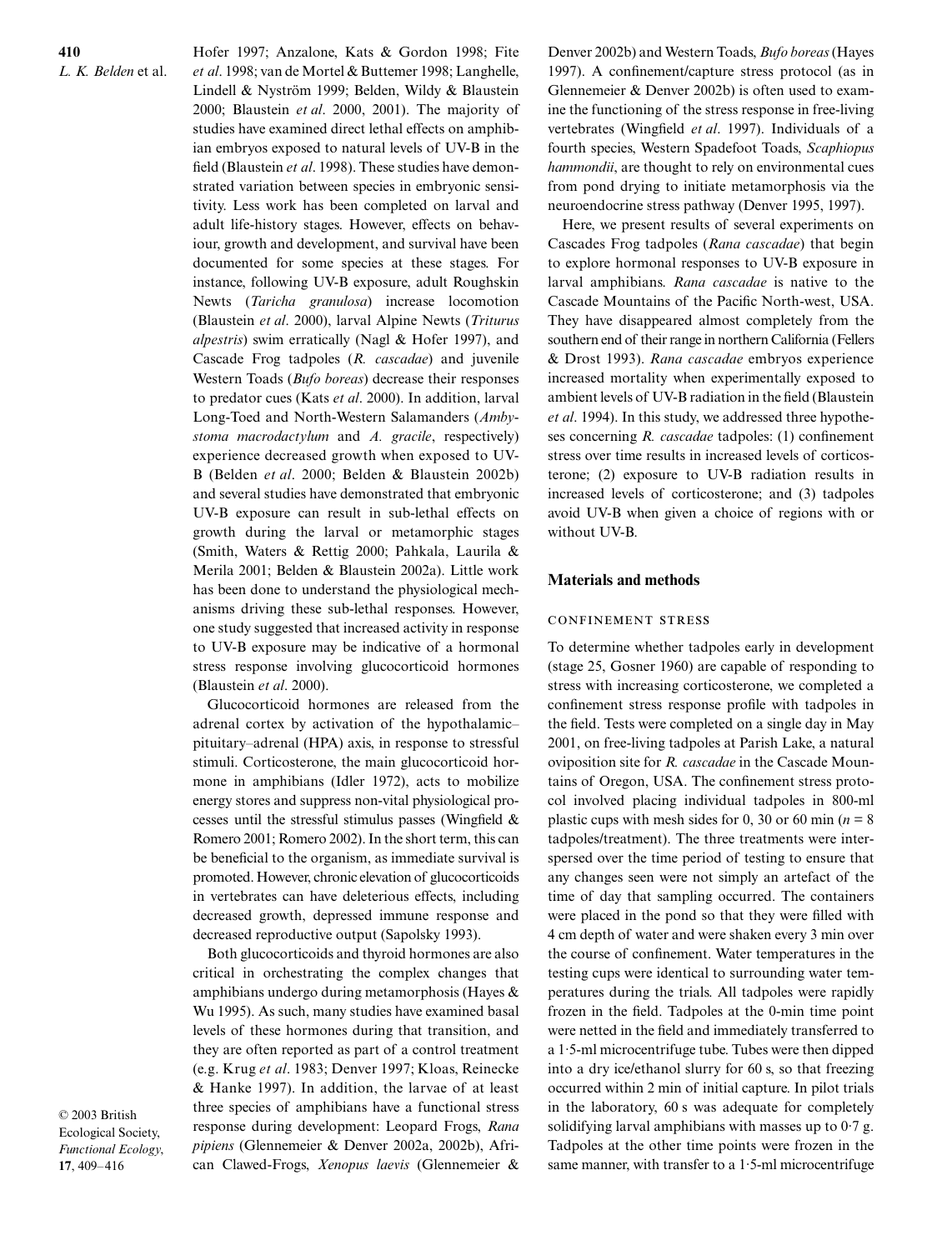Hofer 1997; Anzalone, Kats & Gordon 1998; Fite *et al*. 1998; van de Mortel & Buttemer 1998; Langhelle, Lindell & Nyström 1999; Belden, Wildy & Blaustein 2000; Blaustein *et al*. 2000, 2001). The majority of studies have examined direct lethal effects on amphibian embryos exposed to natural levels of UV-B in the field (Blaustein *et al*. 1998). These studies have demonstrated variation between species in embryonic sensitivity. Less work has been completed on larval and adult life-history stages. However, effects on behaviour, growth and development, and survival have been documented for some species at these stages. For instance, following UV-B exposure, adult Roughskin Newts (*Taricha granulosa*) increase locomotion (Blaustein *et al*. 2000), larval Alpine Newts (*Triturus alpestris*) swim erratically (Nagl & Hofer 1997), and Cascade Frog tadpoles (*R. cascadae*) and juvenile Western Toads (*Bufo boreas*) decrease their responses to predator cues (Kats *et al*. 2000). In addition, larval Long-Toed and North-Western Salamanders (*Ambystoma macrodactylum* and *A. gracile*, respectively) experience decreased growth when exposed to UV-B (Belden *et al*. 2000; Belden & Blaustein 2002b) and several studies have demonstrated that embryonic UV-B exposure can result in sub-lethal effects on growth during the larval or metamorphic stages (Smith, Waters & Rettig 2000; Pahkala, Laurila & Merila 2001; Belden & Blaustein 2002a). Little work has been done to understand the physiological mechanisms driving these sub-lethal responses. However, one study suggested that increased activity in response to UV-B exposure may be indicative of a hormonal stress response involving glucocorticoid hormones (Blaustein *et al*. 2000).

Glucocorticoid hormones are released from the adrenal cortex by activation of the hypothalamic–pituitary–adrenal (HPA) axis, in response to stressful stimuli. Corticosterone, the main glucocorticoid hormone in amphibians (Idler 1972), acts to mobilize energy stores and suppress non-vital physiological processes until the stressful stimulus passes (Wingfield & Romero 2001; Romero 2002). In the short term, this can be beneficial to the organism, as immediate survival is promoted. However, chronic elevation of glucocorticoids in vertebrates can have deleterious effects, including decreased growth, depressed immune response and decreased reproductive output (Sapolsky 1993).

Both glucocorticoids and thyroid hormones are also critical in orchestrating the complex changes that amphibians undergo during metamorphosis (Hayes & Wu 1995). As such, many studies have examined basal levels of these hormones during that transition, and they are often reported as part of a control treatment (e.g. Krug *et al*. 1983; Denver 1997; Kloas, Reinecke & Hanke 1997). In addition, the larvae of at least three species of amphibians have a functional stress response during development: Leopard Frogs, *Rana pipiens* (Glennemeier & Denver 2002a, 2002b), African Clawed-Frogs, *Xenopus laevis* (Glennemeier & Denver 2002b) and Western Toads, *Bufo boreas* (Hayes 1997). A confinement/capture stress protocol (as in Glennemeier & Denver 2002b) is often used to examine the functioning of the stress response in free-living vertebrates (Wingfield *et al*. 1997). Individuals of a fourth species, Western Spadefoot Toads, *Scaphiopus hammondii*, are thought to rely on environmental cues from pond drying to initiate metamorphosis via the neuroendocrine stress pathway (Denver 1995, 1997).

Here, we present results of several experiments on Cascades Frog tadpoles (*Rana cascadae*) that begin to explore hormonal responses to UV-B exposure in larval amphibians. *Rana cascadae* is native to the Cascade Mountains of the Pacific North-west, USA. They have disappeared almost completely from the southern end of their range in northern California (Fellers & Drost 1993). *Rana cascadae* embryos experience increased mortality when experimentally exposed to ambient levels of UV-B radiation in the field (Blaustein *et al*. 1994). In this study, we addressed three hypotheses concerning *R. cascadae* tadpoles: (1) confinement stress over time results in increased levels of corticosterone; (2) exposure to UV-B radiation results in increased levels of corticosterone; and (3) tadpoles avoid UV-B when given a choice of regions with or without UV-B.

## Materials and methods

### Confinement stress

To determine whether tadpoles early in development (stage 25, Gosner 1960) are capable of responding to stress with increasing corticosterone, we completed a confinement stress response profile with tadpoles in the field. Tests were completed on a single day in May 2001, on free-living tadpoles at Parish Lake, a natural oviposition site for *R. cascadae* in the Cascade Mountains of Oregon, USA. The confinement stress protocol involved placing individual tadpoles in 800-ml plastic cups with mesh sides for 0, 30 or 60 min ($n = 8$ tadpoles/treatment). The three treatments were interspersed over the time period of testing to ensure that any changes seen were not simply an artefact of the time of day that sampling occurred. The containers were placed in the pond so that they were filled with 4 cm depth of water and were shaken every 3 min over the course of confinement. Water temperatures in the testing cups were identical to surrounding water temperatures during the trials. All tadpoles were rapidly frozen in the field. Tadpoles at the 0-min time point were netted in the field and immediately transferred to a 1·5-ml microcentrifuge tube. Tubes were then dipped into a dry ice/ethanol slurry for 60 s, so that freezing occurred within 2 min of initial capture. In pilot trials in the laboratory, 60 s was adequate for completely solidifying larval amphibians with masses up to 0·7 g. Tadpoles at the other time points were frozen in the same manner, with transfer to a 1·5-ml microcentrifuge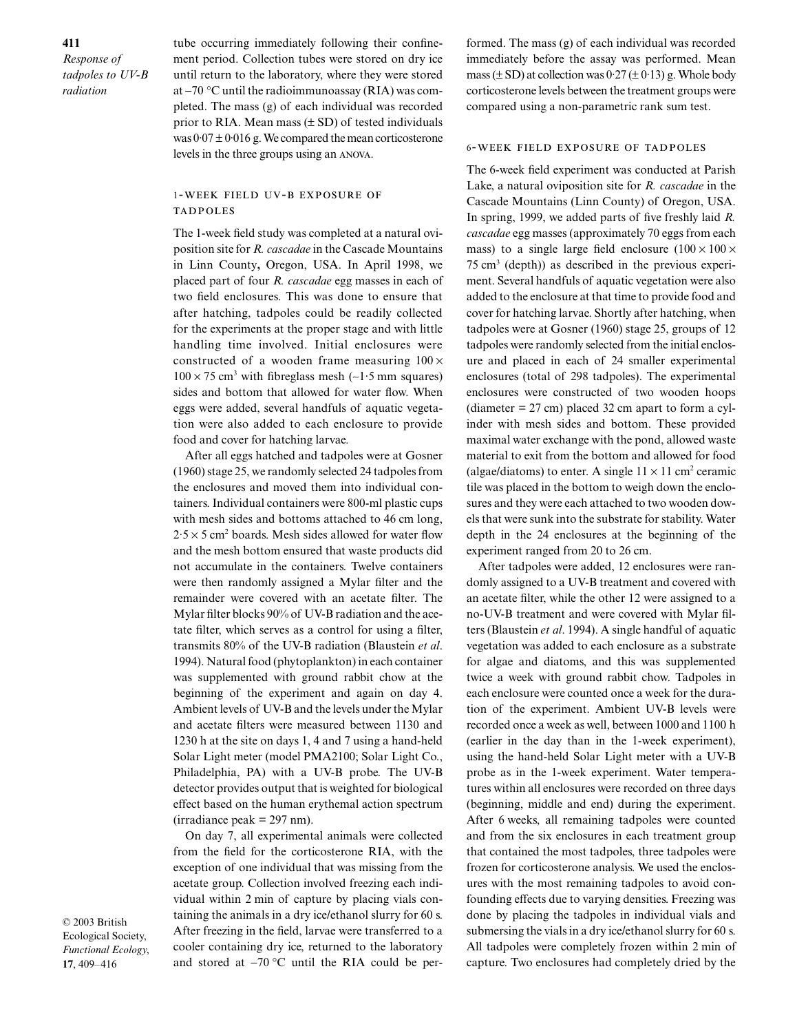tube occurring immediately following their confinement period. Collection tubes were stored on dry ice until return to the laboratory, where they were stored at −70 °C until the radioimmunoassay (RIA) was completed. The mass (g) of each individual was recorded prior to RIA. Mean mass (± SD) of tested individuals was 0·07 ± 0·016 g. We compared the mean corticosterone levels in the three groups using an ANOVA.

### 1-WEEK FIELD UV-B EXPOSURE OF TADPOLES

The 1-week field study was completed at a natural oviposition site for *R. cascadae* in the Cascade Mountains in Linn County, Oregon, USA. In April 1998, we placed part of four *R. cascadae* egg masses in each of two field enclosures. This was done to ensure that after hatching, tadpoles could be readily collected for the experiments at the proper stage and with little handling time involved. Initial enclosures were constructed of a wooden frame measuring $100 \times 100 \times 75$ cm$^3$ with fibreglass mesh (~1·5 mm squares) sides and bottom that allowed for water flow. When eggs were added, several handfuls of aquatic vegetation were also added to each enclosure to provide food and cover for hatching larvae.

After all eggs hatched and tadpoles were at Gosner (1960) stage 25, we randomly selected 24 tadpoles from the enclosures and moved them into individual containers. Individual containers were 800-ml plastic cups with mesh sides and bottoms attached to 46 cm long, $2·5 \times 5$ cm$^2$ boards. Mesh sides allowed for water flow and the mesh bottom ensured that waste products did not accumulate in the containers. Twelve containers were then randomly assigned a Mylar filter and the remainder were covered with an acetate filter. The Mylar filter blocks 90% of UV-B radiation and the acetate filter, which serves as a control for using a filter, transmits 80% of the UV-B radiation (Blaustein *et al*. 1994). Natural food (phytoplankton) in each container was supplemented with ground rabbit chow at the beginning of the experiment and again on day 4. Ambient levels of UV-B and the levels under the Mylar and acetate filters were measured between 1130 and 1230 h at the site on days 1, 4 and 7 using a hand-held Solar Light meter (model PMA2100; Solar Light Co., Philadelphia, PA) with a UV-B probe. The UV-B detector provides output that is weighted for biological effect based on the human erythemal action spectrum (irradiance peak = 297 nm).

On day 7, all experimental animals were collected from the field for the corticosterone RIA, with the exception of one individual that was missing from the acetate group. Collection involved freezing each individual within 2 min of capture by placing vials containing the animals in a dry ice/ethanol slurry for 60 s. After freezing in the field, larvae were transferred to a cooler containing dry ice, returned to the laboratory and stored at −70 °C until the RIA could be performed. The mass (g) of each individual was recorded immediately before the assay was performed. Mean mass (± SD) at collection was 0·27 (± 0·13) g. Whole body corticosterone levels between the treatment groups were compared using a non-parametric rank sum test.

### 6-WEEK FIELD EXPOSURE OF TADPOLES

The 6-week field experiment was conducted at Parish Lake, a natural oviposition site for *R. cascadae* in the Cascade Mountains (Linn County) of Oregon, USA. In spring, 1999, we added parts of five freshly laid *R. cascadae* egg masses (approximately 70 eggs from each mass) to a single large field enclosure ($100 \times 100 \times 75$ cm$^3$ (depth)) as described in the previous experiment. Several handfuls of aquatic vegetation were also added to the enclosure at that time to provide food and cover for hatching larvae. Shortly after hatching, when tadpoles were at Gosner (1960) stage 25, groups of 12 tadpoles were randomly selected from the initial enclosure and placed in each of 24 smaller experimental enclosures (total of 298 tadpoles). The experimental enclosures were constructed of two wooden hoops (diameter = 27 cm) placed 32 cm apart to form a cylinder with mesh sides and bottom. These provided maximal water exchange with the pond, allowed waste material to exit from the bottom and allowed for food (algae/diatoms) to enter. A single $11 \times 11$ cm$^2$ ceramic tile was placed in the bottom to weigh down the enclosures and they were each attached to two wooden dowels that were sunk into the substrate for stability. Water depth in the 24 enclosures at the beginning of the experiment ranged from 20 to 26 cm.

After tadpoles were added, 12 enclosures were randomly assigned to a UV-B treatment and covered with an acetate filter, while the other 12 were assigned to a no-UV-B treatment and were covered with Mylar filters (Blaustein *et al*. 1994). A single handful of aquatic vegetation was added to each enclosure as a substrate for algae and diatoms, and this was supplemented twice a week with ground rabbit chow. Tadpoles in each enclosure were counted once a week for the duration of the experiment. Ambient UV-B levels were recorded once a week as well, between 1000 and 1100 h (earlier in the day than in the 1-week experiment), using the hand-held Solar Light meter with a UV-B probe as in the 1-week experiment. Water temperatures within all enclosures were recorded on three days (beginning, middle and end) during the experiment. After 6 weeks, all remaining tadpoles were counted and from the six enclosures in each treatment group that contained the most tadpoles, three tadpoles were frozen for corticosterone analysis. We used the enclosures with the most remaining tadpoles to avoid confounding effects due to varying densities. Freezing was done by placing the tadpoles in individual vials and submersing the vials in a dry ice/ethanol slurry for 60 s. All tadpoles were completely frozen within 2 min of capture. Two enclosures had completely dried by the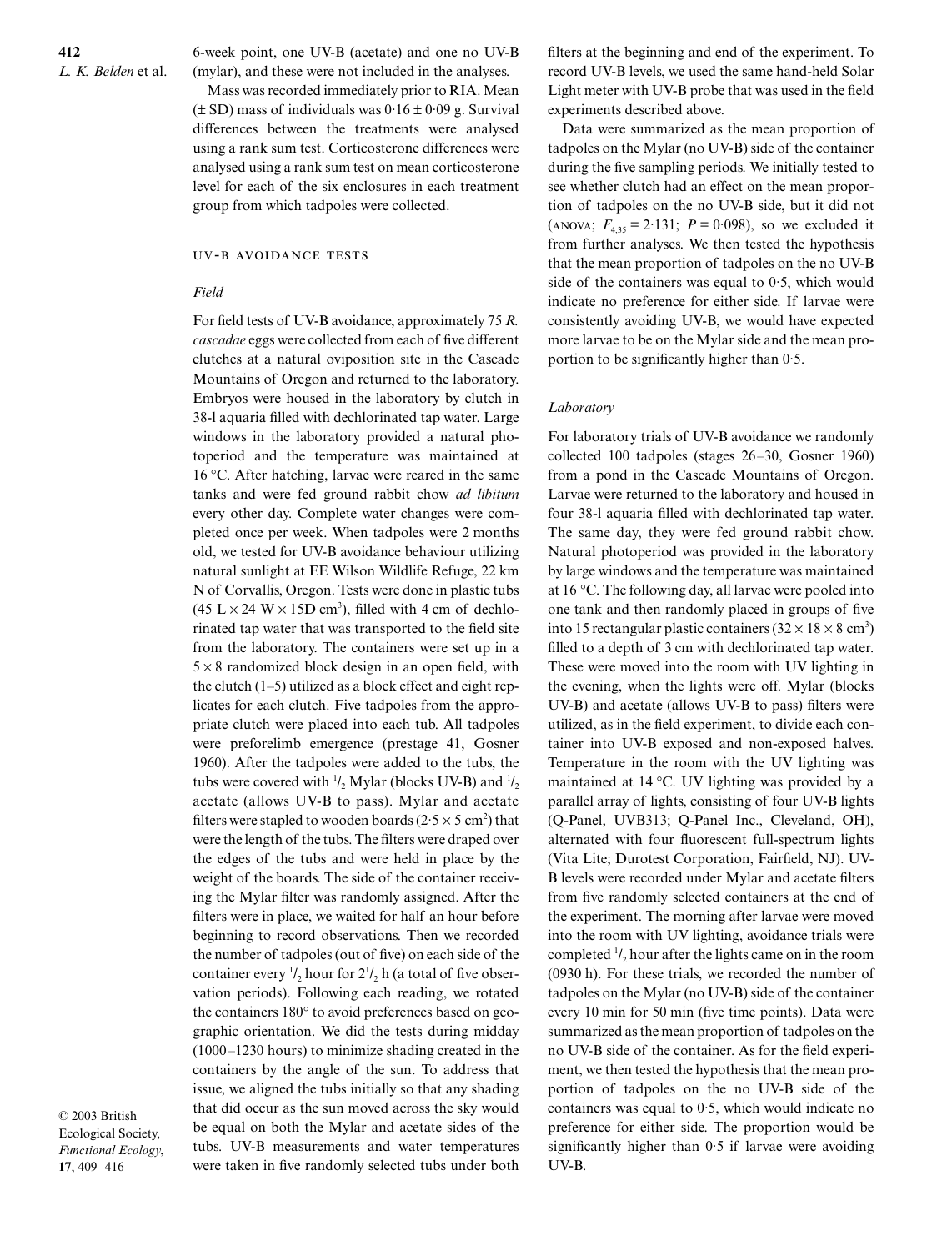6-week point, one UV-B (acetate) and one no UV-B (mylar), and these were not included in the analyses.

Mass was recorded immediately prior to RIA. Mean (± SD) mass of individuals was 0·16 ± 0·09 g. Survival differences between the treatments were analysed using a rank sum test. Corticosterone differences were analysed using a rank sum test on mean corticosterone level for each of the six enclosures in each treatment group from which tadpoles were collected.

## UV-B AVOIDANCE TESTS

### *Field*

For field tests of UV-B avoidance, approximately 75 *R. cascadae* eggs were collected from each of five different clutches at a natural oviposition site in the Cascade Mountains of Oregon and returned to the laboratory. Embryos were housed in the laboratory by clutch in 38-l aquaria filled with dechlorinated tap water. Large windows in the laboratory provided a natural photoperiod and the temperature was maintained at 16 °C. After hatching, larvae were reared in the same tanks and were fed ground rabbit chow *ad libitum* every other day. Complete water changes were completed once per week. When tadpoles were 2 months old, we tested for UV-B avoidance behaviour utilizing natural sunlight at EE Wilson Wildlife Refuge, 22 km N of Corvallis, Oregon. Tests were done in plastic tubs (45 L × 24 W × 15D $cm^3$), filled with 4 cm of dechlorinated tap water that was transported to the field site from the laboratory. The containers were set up in a 5 × 8 randomized block design in an open field, with the clutch (1–5) utilized as a block effect and eight replicates for each clutch. Five tadpoles from the appropriate clutch were placed into each tub. All tadpoles were preforelimb emergence (prestage 41, Gosner 1960). After the tadpoles were added to the tubs, the tubs were covered with $^1/_2$ Mylar (blocks UV-B) and $^1/_2$ acetate (allows UV-B to pass). Mylar and acetate filters were stapled to wooden boards (2·5 × 5 $cm^2$) that were the length of the tubs. The filters were draped over the edges of the tubs and were held in place by the weight of the boards. The side of the container receiving the Mylar filter was randomly assigned. After the filters were in place, we waited for half an hour before beginning to record observations. Then we recorded the number of tadpoles (out of five) on each side of the container every $^1/_2$ hour for $2^1/_2$ h (a total of five observation periods). Following each reading, we rotated the containers 180° to avoid preferences based on geographic orientation. We did the tests during midday (1000–1230 hours) to minimize shading created in the containers by the angle of the sun. To address that issue, we aligned the tubs initially so that any shading that did occur as the sun moved across the sky would be equal on both the Mylar and acetate sides of the tubs. UV-B measurements and water temperatures were taken in five randomly selected tubs under both filters at the beginning and end of the experiment. To record UV-B levels, we used the same hand-held Solar Light meter with UV-B probe that was used in the field experiments described above.

Data were summarized as the mean proportion of tadpoles on the Mylar (no UV-B) side of the container during the five sampling periods. We initially tested to see whether clutch had an effect on the mean proportion of tadpoles on the no UV-B side, but it did not (ANOVA; $F_{4,35} = 2·131$; $P = 0·098$), so we excluded it from further analyses. We then tested the hypothesis that the mean proportion of tadpoles on the no UV-B side of the containers was equal to 0·5, which would indicate no preference for either side. If larvae were consistently avoiding UV-B, we would have expected more larvae to be on the Mylar side and the mean proportion to be significantly higher than 0·5.

### *Laboratory*

For laboratory trials of UV-B avoidance we randomly collected 100 tadpoles (stages 26–30, Gosner 1960) from a pond in the Cascade Mountains of Oregon. Larvae were returned to the laboratory and housed in four 38-l aquaria filled with dechlorinated tap water. The same day, they were fed ground rabbit chow. Natural photoperiod was provided in the laboratory by large windows and the temperature was maintained at 16 °C. The following day, all larvae were pooled into one tank and then randomly placed in groups of five into 15 rectangular plastic containers (32 × 18 × 8 $cm^3$) filled to a depth of 3 cm with dechlorinated tap water. These were moved into the room with UV lighting in the evening, when the lights were off. Mylar (blocks UV-B) and acetate (allows UV-B to pass) filters were utilized, as in the field experiment, to divide each container into UV-B exposed and non-exposed halves. Temperature in the room with the UV lighting was maintained at 14 °C. UV lighting was provided by a parallel array of lights, consisting of four UV-B lights (Q-Panel, UVB313; Q-Panel Inc., Cleveland, OH), alternated with four fluorescent full-spectrum lights (Vita Lite; Durotest Corporation, Fairfield, NJ). UV-B levels were recorded under Mylar and acetate filters from five randomly selected containers at the end of the experiment. The morning after larvae were moved into the room with UV lighting, avoidance trials were completed $^1/_2$ hour after the lights came on in the room (0930 h). For these trials, we recorded the number of tadpoles on the Mylar (no UV-B) side of the container every 10 min for 50 min (five time points). Data were summarized as the mean proportion of tadpoles on the no UV-B side of the container. As for the field experiment, we then tested the hypothesis that the mean proportion of tadpoles on the no UV-B side of the containers was equal to 0·5, which would indicate no preference for either side. The proportion would be significantly higher than 0·5 if larvae were avoiding UV-B.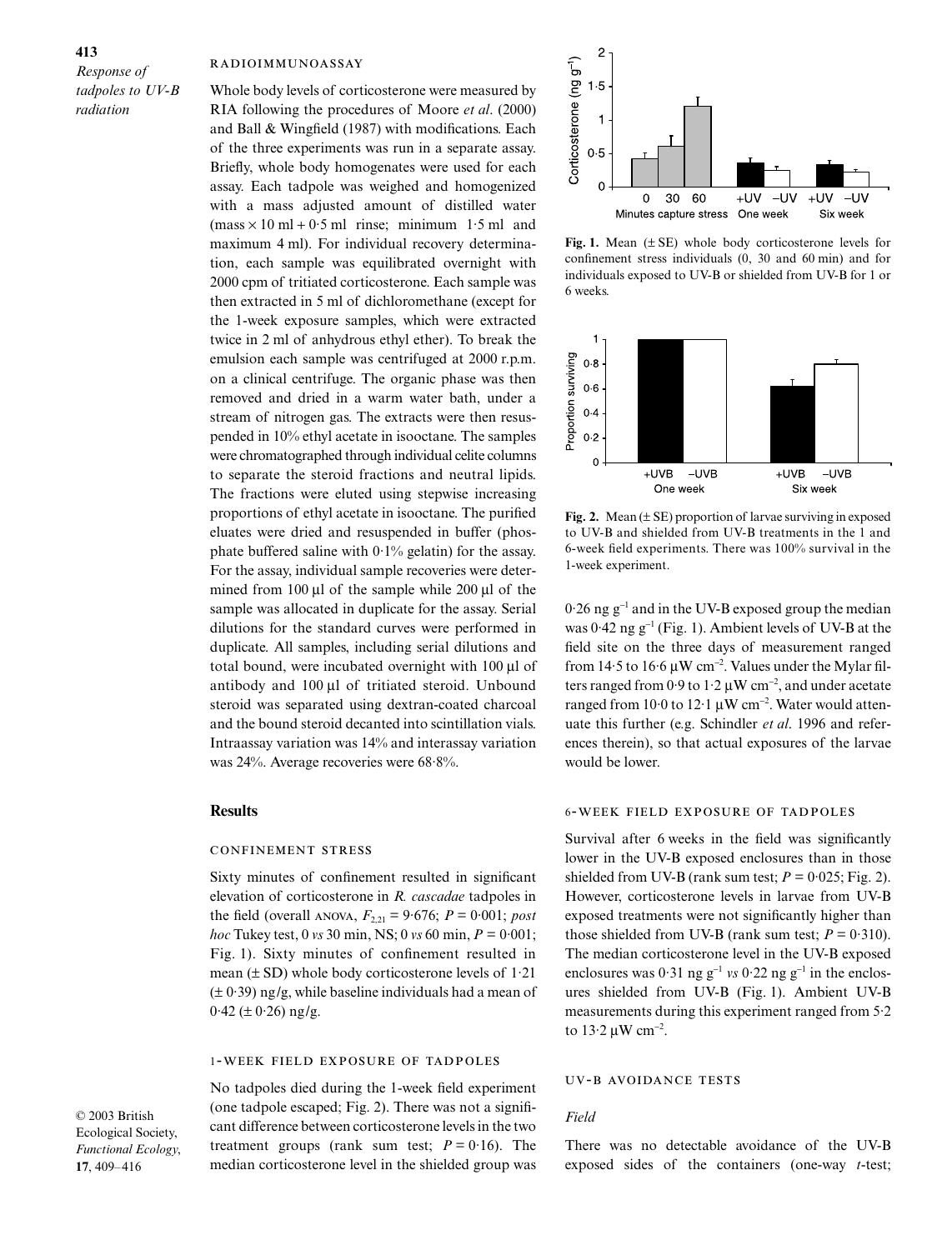### RADIOIMMUNOASSAY

Whole body levels of corticosterone were measured by RIA following the procedures of Moore *et al*. (2000) and Ball & Wingfield (1987) with modifications. Each of the three experiments was run in a separate assay. Briefly, whole body homogenates were used for each assay. Each tadpole was weighed and homogenized with a mass adjusted amount of distilled water (mass × 10 ml + 0·5 ml rinse; minimum 1·5 ml and maximum 4 ml). For individual recovery determination, each sample was equilibrated overnight with 2000 cpm of tritiated corticosterone. Each sample was then extracted in 5 ml of dichloromethane (except for the 1-week exposure samples, which were extracted twice in 2 ml of anhydrous ethyl ether). To break the emulsion each sample was centrifuged at 2000 r.p.m. on a clinical centrifuge. The organic phase was then removed and dried in a warm water bath, under a stream of nitrogen gas. The extracts were then resuspended in 10% ethyl acetate in isooctane. The samples were chromatographed through individual celite columns to separate the steroid fractions and neutral lipids. The fractions were eluted using stepwise increasing proportions of ethyl acetate in isooctane. The purified eluates were dried and resuspended in buffer (phosphate buffered saline with 0·1% gelatin) for the assay. For the assay, individual sample recoveries were determined from 100 µl of the sample while 200 µl of the sample was allocated in duplicate for the assay. Serial dilutions for the standard curves were performed in duplicate. All samples, including serial dilutions and total bound, were incubated overnight with 100 µl of antibody and 100 µl of tritiated steroid. Unbound steroid was separated using dextran-coated charcoal and the bound steroid decanted into scintillation vials. Intraassay variation was 14% and interassay variation was 24%. Average recoveries were 68·8%.

## Results

### CONFINEMENT STRESS

Sixty minutes of confinement resulted in significant elevation of corticosterone in *R. cascadae* tadpoles in the field (overall ANOVA, $F_{2,21} = 9.676$; $P = 0.001$; *post hoc* Tukey test, 0 *vs* 30 min, NS; 0 *vs* 60 min, $P = 0.001$; Fig. 1). Sixty minutes of confinement resulted in mean (± SD) whole body corticosterone levels of 1·21 (± 0·39) ng/g, while baseline individuals had a mean of 0·42 (± 0·26) ng/g.

### 1-WEEK FIELD EXPOSURE OF TADPOLES

No tadpoles died during the 1-week field experiment (one tadpole escaped; Fig. 2). There was not a significant difference between corticosterone levels in the two treatment groups (rank sum test; $P = 0.16$). The median corticosterone level in the shielded group was 0·26 ng g$^{-1}$ and in the UV-B exposed group the median was 0·42 ng g$^{-1}$ (Fig. 1). Ambient levels of UV-B at the field site on the three days of measurement ranged from 14·5 to 16·6 µW cm$^{-2}$. Values under the Mylar filters ranged from 0·9 to 1·2 µW cm$^{-2}$, and under acetate ranged from 10·0 to 12·1 µW cm$^{-2}$. Water would attenuate this further (e.g. Schindler *et al*. 1996 and references therein), so that actual exposures of the larvae would be lower.

**Fig. 1.** Mean (± SE) whole body corticosterone levels for confinement stress individuals (0, 30 and 60 min) and for individuals exposed to UV-B or shielded from UV-B for 1 or 6 weeks.

**Fig. 2.** Mean (± SE) proportion of larvae surviving in exposed to UV-B and shielded from UV-B treatments in the 1 and 6-week field experiments. There was 100% survival in the 1-week experiment.

### 6-WEEK FIELD EXPOSURE OF TADPOLES

Survival after 6 weeks in the field was significantly lower in the UV-B exposed enclosures than in those shielded from UV-B (rank sum test; $P = 0.025$; Fig. 2). However, corticosterone levels in larvae from UV-B exposed treatments were not significantly higher than those shielded from UV-B (rank sum test; $P = 0.310$). The median corticosterone level in the UV-B exposed enclosures was 0·31 ng g$^{-1}$ *vs* 0·22 ng g$^{-1}$ in the enclosures shielded from UV-B (Fig. 1). Ambient UV-B measurements during this experiment ranged from 5·2 to 13·2 µW cm$^{-2}$.

### UV-B AVOIDANCE TESTS

*Field*

There was no detectable avoidance of the UV-B exposed sides of the containers (one-way *t*-test;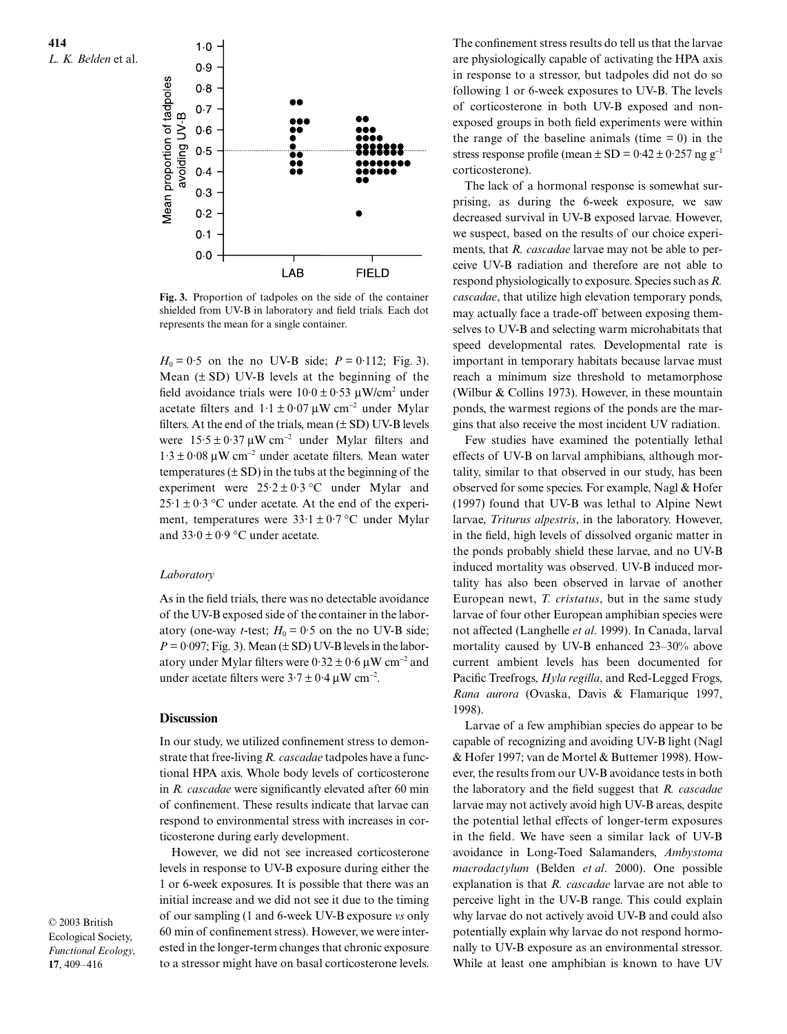**Fig. 3.** Proportion of tadpoles on the side of the container shielded from UV-B in laboratory and field trials. Each dot represents the mean for a single container.

$H_0 = 0{\cdot}5$ on the no UV-B side; $P = 0{\cdot}112$; Fig. 3). Mean (± SD) UV-B levels at the beginning of the field avoidance trials were $10{\cdot}0 \pm 0{\cdot}53$ μW/cm² under acetate filters and $1{\cdot}1 \pm 0{\cdot}07$ μW cm$^{-2}$ under Mylar filters. At the end of the trials, mean (± SD) UV-B levels were $15{\cdot}5 \pm 0{\cdot}37$ μW cm$^{-2}$ under Mylar filters and $1{\cdot}3 \pm 0{\cdot}08$ μW cm$^{-2}$ under acetate filters. Mean water temperatures (± SD) in the tubs at the beginning of the experiment were $25{\cdot}2 \pm 0{\cdot}3$ °C under Mylar and $25{\cdot}1 \pm 0{\cdot}3$ °C under acetate. At the end of the experiment, temperatures were $33{\cdot}1 \pm 0{\cdot}7$ °C under Mylar and $33{\cdot}0 \pm 0{\cdot}9$ °C under acetate.

### *Laboratory*

As in the field trials, there was no detectable avoidance of the UV-B exposed side of the container in the laboratory (one-way *t*-test; $H_0 = 0{\cdot}5$ on the no UV-B side; $P = 0{\cdot}097$; Fig. 3). Mean (± SD) UV-B levels in the laboratory under Mylar filters were $0{\cdot}32 \pm 0{\cdot}6$ μW cm$^{-2}$ and under acetate filters were $3{\cdot}7 \pm 0{\cdot}4$ μW cm$^{-2}$.

## Discussion

In our study, we utilized confinement stress to demonstrate that free-living *R. cascadae* tadpoles have a functional HPA axis. Whole body levels of corticosterone in *R. cascadae* were significantly elevated after 60 min of confinement. These results indicate that larvae can respond to environmental stress with increases in corticosterone during early development.

However, we did not see increased corticosterone levels in response to UV-B exposure during either the 1 or 6-week exposures. It is possible that there was an initial increase and we did not see it due to the timing of our sampling (1 and 6-week UV-B exposure *vs* only 60 min of confinement stress). However, we were interested in the longer-term changes that chronic exposure to a stressor might have on basal corticosterone levels. The confinement stress results do tell us that the larvae are physiologically capable of activating the HPA axis in response to a stressor, but tadpoles did not do so following 1 or 6-week exposures to UV-B. The levels of corticosterone in both UV-B exposed and non-exposed groups in both field experiments were within the range of the baseline animals (time = 0) in the stress response profile (mean ± SD = $0{\cdot}42 \pm 0{\cdot}257$ ng g$^{-1}$ corticosterone).

The lack of a hormonal response is somewhat surprising, as during the 6-week exposure, we saw decreased survival in UV-B exposed larvae. However, we suspect, based on the results of our choice experiments, that *R. cascadae* larvae may not be able to perceive UV-B radiation and therefore are not able to respond physiologically to exposure. Species such as *R. cascadae*, that utilize high elevation temporary ponds, may actually face a trade-off between exposing themselves to UV-B and selecting warm microhabitats that speed developmental rates. Developmental rate is important in temporary habitats because larvae must reach a minimum size threshold to metamorphose (Wilbur & Collins 1973). However, in these mountain ponds, the warmest regions of the ponds are the margins that also receive the most incident UV radiation.

Few studies have examined the potentially lethal effects of UV-B on larval amphibians, although mortality, similar to that observed in our study, has been observed for some species. For example, Nagl & Hofer (1997) found that UV-B was lethal to Alpine Newt larvae, *Triturus alpestris*, in the laboratory. However, in the field, high levels of dissolved organic matter in the ponds probably shield these larvae, and no UV-B induced mortality was observed. UV-B induced mortality has also been observed in larvae of another European newt, *T. cristatus*, but in the same study larvae of four other European amphibian species were not affected (Langhelle *et al*. 1999). In Canada, larval mortality caused by UV-B enhanced 23–30% above current ambient levels has been documented for Pacific Treefrogs, *Hyla regilla*, and Red-Legged Frogs, *Rana aurora* (Ovaska, Davis & Flamarique 1997, 1998).

Larvae of a few amphibian species do appear to be capable of recognizing and avoiding UV-B light (Nagl & Hofer 1997; van de Mortel & Buttemer 1998). However, the results from our UV-B avoidance tests in both the laboratory and the field suggest that *R. cascadae* larvae may not actively avoid high UV-B areas, despite the potential lethal effects of longer-term exposures in the field. We have seen a similar lack of UV-B avoidance in Long-Toed Salamanders, *Ambystoma macrodactylum* (Belden *et al*. 2000). One possible explanation is that *R. cascadae* larvae are not able to perceive light in the UV-B range. This could explain why larvae do not actively avoid UV-B and could also potentially explain why larvae do not respond hormonally to UV-B exposure as an environmental stressor. While at least one amphibian is known to have UV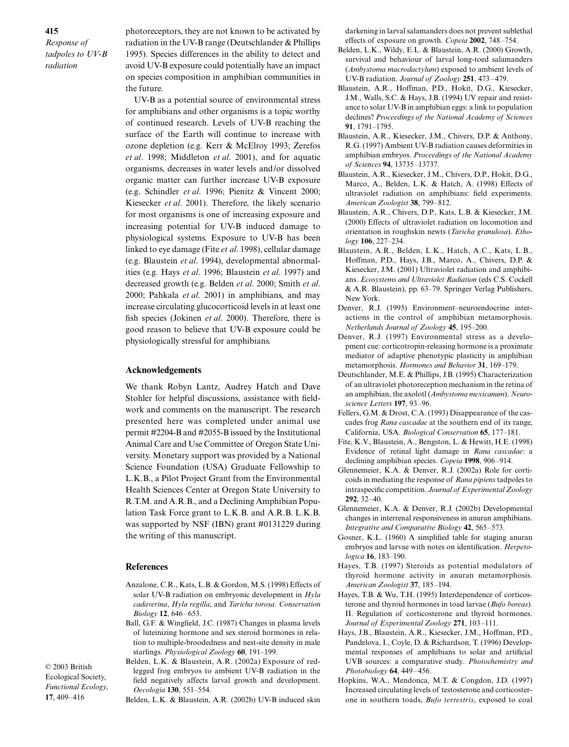photoreceptors, they are not known to be activated by radiation in the UV-B range (Deutschlander & Phillips 1995). Species differences in the ability to detect and avoid UV-B exposure could potentially have an impact on species composition in amphibian communities in the future.

UV-B as a potential source of environmental stress for amphibians and other organisms is a topic worthy of continued research. Levels of UV-B reaching the surface of the Earth will continue to increase with ozone depletion (e.g. Kerr & McElroy 1993; Zerefos *et al*. 1998; Middleton *et al*. 2001), and for aquatic organisms, decreases in water levels and/or dissolved organic matter can further increase UV-B exposure (e.g. Schindler *et al*. 1996; Pienitz & Vincent 2000; Kiesecker *et al*. 2001). Therefore, the likely scenario for most organisms is one of increasing exposure and increasing potential for UV-B induced damage to physiological systems. Exposure to UV-B has been linked to eye damage (Fite *et al*. 1998), cellular damage (e.g. Blaustein *et al*. 1994), developmental abnormalities (e.g. Hays *et al*. 1996; Blaustein *et al*. 1997) and decreased growth (e.g. Belden *et al*. 2000; Smith *et al*. 2000; Pahkala *et al*. 2001) in amphibians, and may increase circulating glucocorticoid levels in at least one fish species (Jokinen *et al*. 2000). Therefore, there is good reason to believe that UV-B exposure could be physiologically stressful for amphibians.

## Acknowledgements

We thank Robyn Lantz, Audrey Hatch and Dave Stohler for helpful discussions, assistance with fieldwork and comments on the manuscript. The research presented here was completed under animal use permit #2204-B and #2055-B issued by the Institutional Animal Care and Use Committee of Oregon State University. Monetary support was provided by a National Science Foundation (USA) Graduate Fellowship to L.K.B., a Pilot Project Grant from the Environmental Health Sciences Center at Oregon State University to R.T.M. and A.R.B., and a Declining Amphibian Population Task Force grant to L.K.B. and A.R.B. L.K.B. was supported by NSF (IBN) grant #0131229 during the writing of this manuscript.

## References

Anzalone, C.R., Kats, L.B. & Gordon, M.S. (1998) Effects of solar UV-B radiation on embryonic development in *Hyla cadaverina*, *Hyla regilla*, and *Taricha torosa*. *Conservation Biology* **12**, 646–653.

Ball, G.F. & Wingfield, J.C. (1987) Changes in plasma levels of luteinizing hormone and sex steroid hormones in relation to multiple-broodedness and nest-site density in male starlings. *Physiological Zoology* **60**, 191–199.

Belden, L.K. & Blaustein, A.R. (2002a) Exposure of red-legged frog embryos to ambient UV-B radiation in the field negatively affects larval growth and development. *Oecologia* **130**, 551–554.

Belden, L.K. & Blaustein, A.R. (2002b) UV-B induced skin darkening in larval salamanders does not prevent sublethal effects of exposure on growth. *Copeia* **2002**, 748–754.

Belden, L.K., Wildy, E.L. & Blaustein, A.R. (2000) Growth, survival and behaviour of larval long-toed salamanders (*Ambystoma macrodactylum*) exposed to ambient levels of UV-B radiation. *Journal of Zoology* **251**, 473–479.

Blaustein, A.R., Hoffman, P.D., Hokit, D.G., Kiesecker, J.M., Walls, S.C. & Hays, J.B. (1994) UV repair and resistance to solar UV-B in amphibian eggs: a link to population declines? *Proceedings of the National Academy of Sciences* **91**, 1791–1795.

Blaustein, A.R., Kiesecker, J.M., Chivers, D.P. & Anthony, R.G. (1997) Ambient UV-B radiation causes deformities in amphibian embryos. *Proceedings of the National Academy of Sciences* **94**, 13735–13737.

Blaustein, A.R., Kiesecker, J.M., Chivers, D.P., Hokit, D.G., Marco, A., Belden, L.K. & Hatch, A. (1998) Effects of ultraviolet radiation on amphibians: field experiments. *American Zoologist* **38**, 799–812.

Blaustein, A.R., Chivers, D.P., Kats, L.B. & Kiesecker, J.M. (2000) Effects of ultraviolet radiation on locomotion and orientation in roughskin newts (*Taricha granulosa*). *Ethology* **106**, 227–234.

Blaustein, A.R., Belden, L.K., Hatch, A.C., Kats, L.B., Hoffman, P.D., Hays, J.B., Marco, A., Chivers, D.P. & Kiesecker, J.M. (2001) Ultraviolet radiation and amphibians. *Ecosystems and Ultraviolet Radiation* (eds C.S. Cockell & A.R. Blaustein), pp. 63–79. Springer Verlag Publishers, New York.

Denver, R.J. (1995) Environment–neuroendocrine interactions in the control of amphibian metamorphosis. *Netherlands Journal of Zoology* **45**, 195–200.

Denver, R.J. (1997) Environmental stress as a development cue: corticotropin-releasing hormone is a proximate mediator of adaptive phenotypic plasticity in amphibian metamorphosis. *Hormones and Behavior* **31**, 169–179.

Deutschlander, M.E. & Phillips, J.B. (1995) Characterization of an ultraviolet photoreception mechanism in the retina of an amphibian, the axolotl (*Ambystoma mexicanum*). *Neuroscience Letters* **197**, 93–96.

Fellers, G.M. & Drost, C.A. (1993) Disappearance of the cascades frog *Rana cascadae* at the southern end of its range, California, USA. *Biological Conservation* **65**, 177–181.

Fite, K.V., Blaustein, A., Bengston, L. & Hewitt, H.E. (1998) Evidence of retinal light damage in *Rana cascadae*: a declining amphibian species. *Copeia* **1998**, 906–914.

Glennemeier, K.A. & Denver, R.J. (2002a) Role for corticoids in mediating the response of *Rana pipiens* tadpoles to intraspecific competition. *Journal of Experimental Zoology* **292**, 32–40.

Glennemeier, K.A. & Denver, R.J. (2002b) Developmental changes in interrenal responsiveness in anuran amphibians. *Integrative and Comparative Biology* **42**, 565–573.

Gosner, K.L. (1960) A simplified table for staging anuran embryos and larvae with notes on identification. *Herpetologica* **16**, 183–190.

Hayes, T.B. (1997) Steroids as potential modulators of thyroid hormone activity in anuran metamorphosis. *American Zoologist* **37**, 185–194.

Hayes, T.B. & Wu, T.H. (1995) Interdependence of corticosterone and thyroid hormones in toad larvae (*Bufo boreas*). II. Regulation of corticosterone and thyroid hormones. *Journal of Experimental Zoology* **271**, 103–111.

Hays, J.B., Blaustein, A.R., Kiesecker, J.M., Hoffman, P.D., Pandelova, I., Coyle, D. & Richardson, T. (1996) Developmental responses of amphibians to solar and artificial UVB sources: a comparative study. *Photochemistry and Photobiology* **64**, 449–456.

Hopkins, W.A., Mendonca, M.T. & Congdon, J.D. (1997) Increased circulating levels of testosterone and corticosterone in southern toads, *Bufo terrestris*, exposed to coal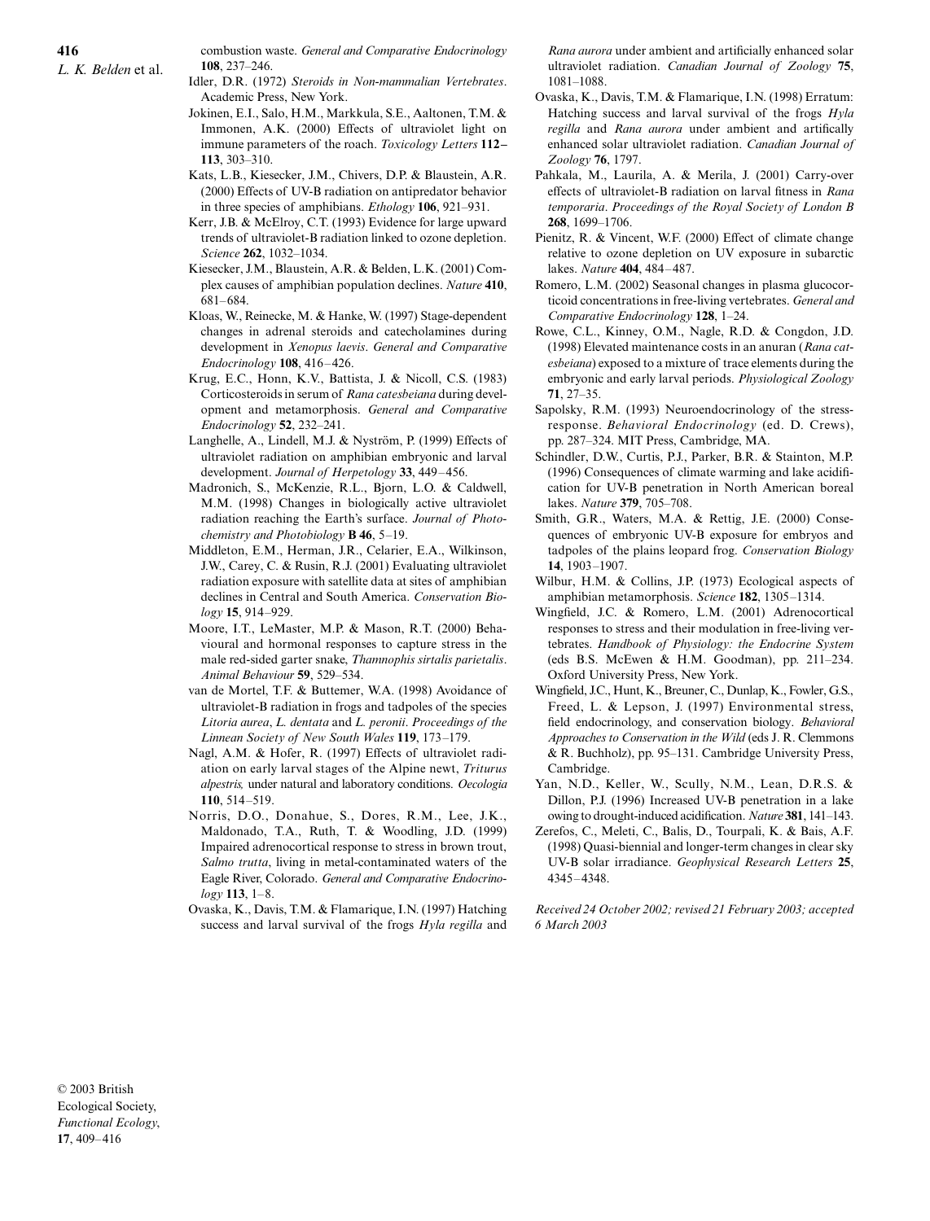combustion waste. *General and Comparative Endocrinology* **108**, 237–246.

Idler, D.R. (1972) *Steroids in Non-mammalian Vertebrates*. Academic Press, New York.

Jokinen, E.I., Salo, H.M., Markkula, S.E., Aaltonen, T.M. & Immonen, A.K. (2000) Effects of ultraviolet light on immune parameters of the roach. *Toxicology Letters* **112–113**, 303–310.

Kats, L.B., Kiesecker, J.M., Chivers, D.P. & Blaustein, A.R. (2000) Effects of UV-B radiation on antipredator behavior in three species of amphibians. *Ethology* **106**, 921–931.

Kerr, J.B. & McElroy, C.T. (1993) Evidence for large upward trends of ultraviolet-B radiation linked to ozone depletion. *Science* **262**, 1032–1034.

Kiesecker, J.M., Blaustein, A.R. & Belden, L.K. (2001) Complex causes of amphibian population declines. *Nature* **410**, 681–684.

Kloas, W., Reinecke, M. & Hanke, W. (1997) Stage-dependent changes in adrenal steroids and catecholamines during development in *Xenopus laevis*. *General and Comparative Endocrinology* **108**, 416–426.

Krug, E.C., Honn, K.V., Battista, J. & Nicoll, C.S. (1983) Corticosteroids in serum of *Rana catesbeiana* during development and metamorphosis. *General and Comparative Endocrinology* **52**, 232–241.

Langhelle, A., Lindell, M.J. & Nyström, P. (1999) Effects of ultraviolet radiation on amphibian embryonic and larval development. *Journal of Herpetology* **33**, 449–456.

Madronich, S., McKenzie, R.L., Bjorn, L.O. & Caldwell, M.M. (1998) Changes in biologically active ultraviolet radiation reaching the Earth's surface. *Journal of Photochemistry and Photobiology* **B 46**, 5–19.

Middleton, E.M., Herman, J.R., Celarier, E.A., Wilkinson, J.W., Carey, C. & Rusin, R.J. (2001) Evaluating ultraviolet radiation exposure with satellite data at sites of amphibian declines in Central and South America. *Conservation Biology* **15**, 914–929.

Moore, I.T., LeMaster, M.P. & Mason, R.T. (2000) Behavioural and hormonal responses to capture stress in the male red-sided garter snake, *Thamnophis sirtalis parietalis*. *Animal Behaviour* **59**, 529–534.

van de Mortel, T.F. & Buttemer, W.A. (1998) Avoidance of ultraviolet-B radiation in frogs and tadpoles of the species *Litoria aurea*, *L. dentata* and *L. peronii*. *Proceedings of the Linnean Society of New South Wales* **119**, 173–179.

Nagl, A.M. & Hofer, R. (1997) Effects of ultraviolet radiation on early larval stages of the Alpine newt, *Triturus alpestris,* under natural and laboratory conditions. *Oecologia* **110**, 514–519.

Norris, D.O., Donahue, S., Dores, R.M., Lee, J.K., Maldonado, T.A., Ruth, T. & Woodling, J.D. (1999) Impaired adrenocortical response to stress in brown trout, *Salmo trutta*, living in metal-contaminated waters of the Eagle River, Colorado. *General and Comparative Endocrinology* **113**, 1–8.

Ovaska, K., Davis, T.M. & Flamarique, I.N. (1997) Hatching success and larval survival of the frogs *Hyla regilla* and *Rana aurora* under ambient and artificially enhanced solar ultraviolet radiation. *Canadian Journal of Zoology* **75**, 1081–1088.

Ovaska, K., Davis, T.M. & Flamarique, I.N. (1998) Erratum: Hatching success and larval survival of the frogs *Hyla regilla* and *Rana aurora* under ambient and artifically enhanced solar ultraviolet radiation. *Canadian Journal of Zoology* **76**, 1797.

Pahkala, M., Laurila, A. & Merila, J. (2001) Carry-over effects of ultraviolet-B radiation on larval fitness in *Rana temporaria*. *Proceedings of the Royal Society of London B* **268**, 1699–1706.

Pienitz, R. & Vincent, W.F. (2000) Effect of climate change relative to ozone depletion on UV exposure in subarctic lakes. *Nature* **404**, 484–487.

Romero, L.M. (2002) Seasonal changes in plasma glucocorticoid concentrations in free-living vertebrates. *General and Comparative Endocrinology* **128**, 1–24.

Rowe, C.L., Kinney, O.M., Nagle, R.D. & Congdon, J.D. (1998) Elevated maintenance costs in an anuran (*Rana catesbeiana*) exposed to a mixture of trace elements during the embryonic and early larval periods. *Physiological Zoology* **71**, 27–35.

Sapolsky, R.M. (1993) Neuroendocrinology of the stress-response. *Behavioral Endocrinology* (ed. D. Crews), pp. 287–324. MIT Press, Cambridge, MA.

Schindler, D.W., Curtis, P.J., Parker, B.R. & Stainton, M.P. (1996) Consequences of climate warming and lake acidification for UV-B penetration in North American boreal lakes. *Nature* **379**, 705–708.

Smith, G.R., Waters, M.A. & Rettig, J.E. (2000) Consequences of embryonic UV-B exposure for embryos and tadpoles of the plains leopard frog. *Conservation Biology* **14**, 1903–1907.

Wilbur, H.M. & Collins, J.P. (1973) Ecological aspects of amphibian metamorphosis. *Science* **182**, 1305–1314.

Wingfield, J.C. & Romero, L.M. (2001) Adrenocortical responses to stress and their modulation in free-living vertebrates. *Handbook of Physiology: the Endocrine System* (eds B.S. McEwen & H.M. Goodman), pp. 211–234. Oxford University Press, New York.

Wingfield, J.C., Hunt, K., Breuner, C., Dunlap, K., Fowler, G.S., Freed, L. & Lepson, J. (1997) Environmental stress, field endocrinology, and conservation biology. *Behavioral Approaches to Conservation in the Wild* (eds J. R. Clemmons & R. Buchholz), pp. 95–131. Cambridge University Press, Cambridge.

Yan, N.D., Keller, W., Scully, N.M., Lean, D.R.S. & Dillon, P.J. (1996) Increased UV-B penetration in a lake owing to drought-induced acidification. *Nature* **381**, 141–143.

Zerefos, C., Meleti, C., Balis, D., Tourpali, K. & Bais, A.F. (1998) Quasi-biennial and longer-term changes in clear sky UV-B solar irradiance. *Geophysical Research Letters* **25**, 4345–4348.

*Received 24 October 2002; revised 21 February 2003; accepted 6 March 2003*